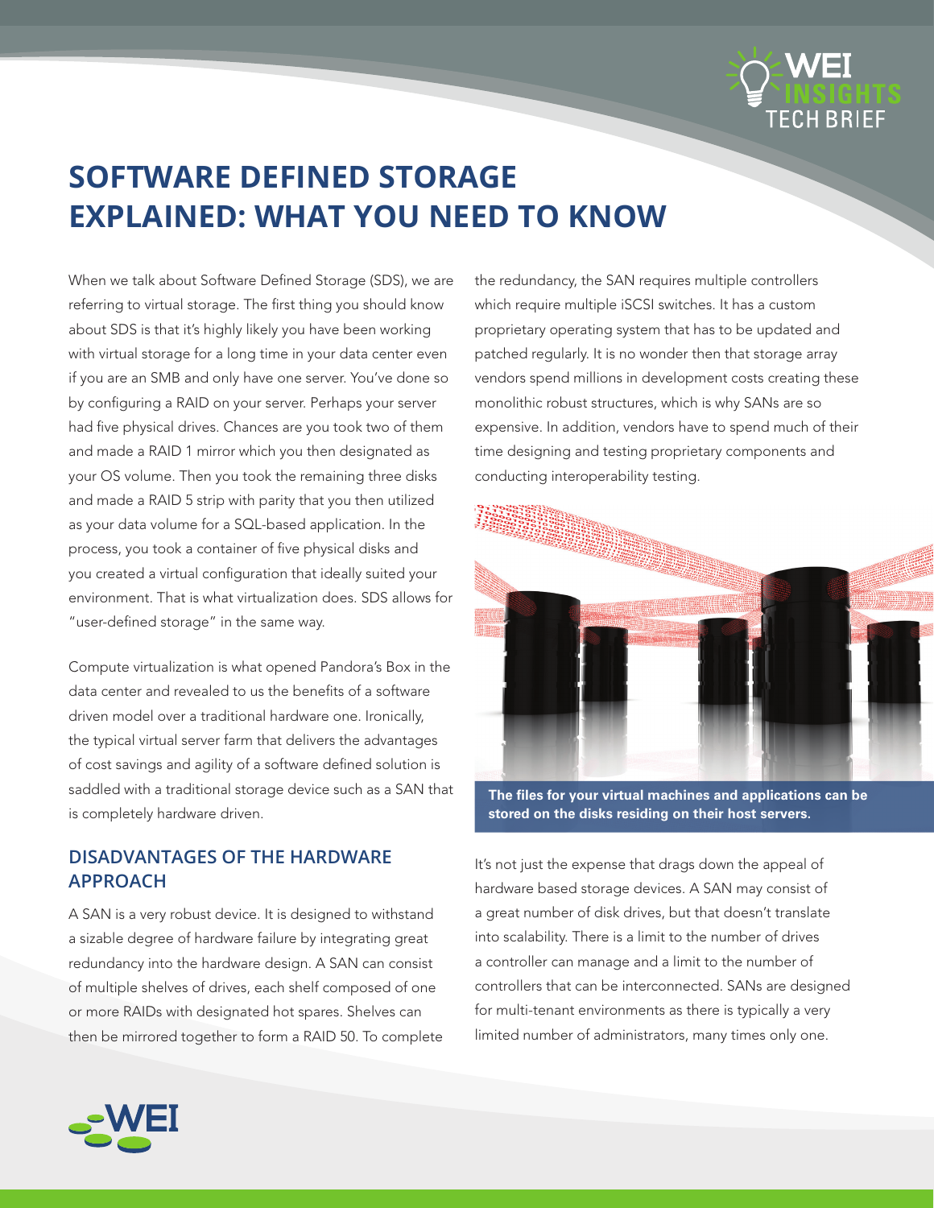# SOFTWARE DEFINED STORAGE EXPLAINED: WHAT YOU NEED TO KNOW

When we talk about Software Defined Storage (SDS), we are referring to virtual storage. The first thing you should know about SDS is that it's highly likely you have been working with virtual storage for a long time in your data center even if you are an SMB and only have one server. You've done so by configuring a RAID on your server. Perhaps your server had five physical drives. Chances are you took two of them and made a RAID 1 mirror which you then designated as your OS volume. Then you took the remaining three disks and made a RAID 5 strip with parity that you then utilized as your data volume for a SQL-based application. In the process, you took a container of five physical disks and you created a virtual configuration that ideally suited your environment. That is what virtualization does. SDS allows for "user-defined storage" in the same way.

Compute virtualization is what opened Pandora's Box in the data center and revealed to us the benefits of a software driven model over a traditional hardware one. Ironically, the typical virtual server farm that delivers the advantages of cost savings and agility of a software defined solution is saddled with a traditional storage device such as a SAN that is completely hardware driven.

## DISADVANTAGES OF THE HARDWARE APPROACH

A SAN is a very robust device. It is designed to withstand a sizable degree of hardware failure by integrating great redundancy into the hardware design. A SAN can consist of multiple shelves of drives, each shelf composed of one or more RAIDs with designated hot spares. Shelves can then be mirrored together to form a RAID 50. To complete the redundancy, the SAN requires multiple controllers which require multiple iSCSI switches. It has a custom proprietary operating system that has to be updated and patched regularly. It is no wonder then that storage array vendors spend millions in development costs creating these monolithic robust structures, which is why SANs are so expensive. In addition, vendors have to spend much of their time designing and testing proprietary components and conducting interoperability testing.

**The files for your virtual machines and applications can be stored on the disks residing on their host servers.**

It's not just the expense that drags down the appeal of hardware based storage devices. A SAN may consist of a great number of disk drives, but that doesn't translate into scalability. There is a limit to the number of drives a controller can manage and a limit to the number of controllers that can be interconnected. SANs are designed for multi-tenant environments as there is typically a very limited number of administrators, many times only one.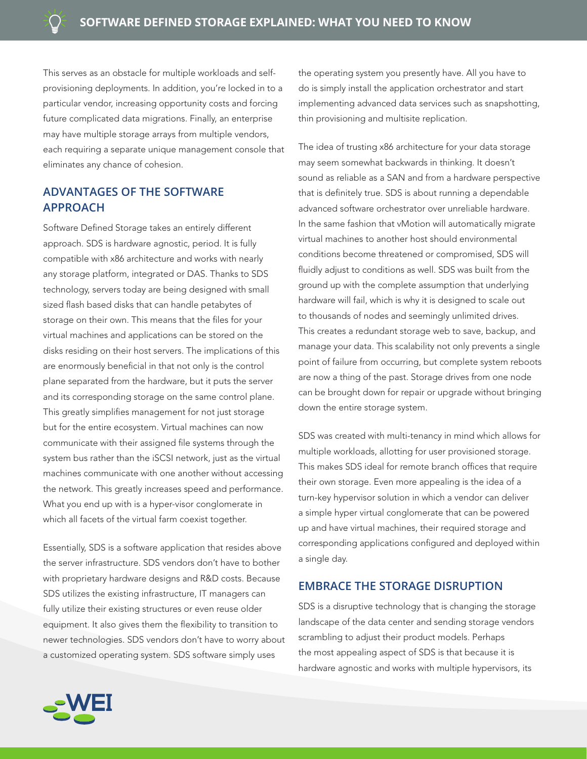This serves as an obstacle for multiple workloads and self-provisioning deployments. In addition, you're locked in to a particular vendor, increasing opportunity costs and forcing future complicated data migrations. Finally, an enterprise may have multiple storage arrays from multiple vendors, each requiring a separate unique management console that eliminates any chance of cohesion.

## ADVANTAGES OF THE SOFTWARE APPROACH

Software Defined Storage takes an entirely different approach. SDS is hardware agnostic, period. It is fully compatible with x86 architecture and works with nearly any storage platform, integrated or DAS. Thanks to SDS technology, servers today are being designed with small sized flash based disks that can handle petabytes of storage on their own. This means that the files for your virtual machines and applications can be stored on the disks residing on their host servers. The implications of this are enormously beneficial in that not only is the control plane separated from the hardware, but it puts the server and its corresponding storage on the same control plane. This greatly simplifies management for not just storage but for the entire ecosystem. Virtual machines can now communicate with their assigned file systems through the system bus rather than the iSCSI network, just as the virtual machines communicate with one another without accessing the network. This greatly increases speed and performance. What you end up with is a hyper-visor conglomerate in which all facets of the virtual farm coexist together.

Essentially, SDS is a software application that resides above the server infrastructure. SDS vendors don't have to bother with proprietary hardware designs and R&D costs. Because SDS utilizes the existing infrastructure, IT managers can fully utilize their existing structures or even reuse older equipment. It also gives them the flexibility to transition to newer technologies. SDS vendors don't have to worry about a customized operating system. SDS software simply uses the operating system you presently have. All you have to do is simply install the application orchestrator and start implementing advanced data services such as snapshotting, thin provisioning and multisite replication.

The idea of trusting x86 architecture for your data storage may seem somewhat backwards in thinking. It doesn't sound as reliable as a SAN and from a hardware perspective that is definitely true. SDS is about running a dependable advanced software orchestrator over unreliable hardware. In the same fashion that vMotion will automatically migrate virtual machines to another host should environmental conditions become threatened or compromised, SDS will fluidly adjust to conditions as well. SDS was built from the ground up with the complete assumption that underlying hardware will fail, which is why it is designed to scale out to thousands of nodes and seemingly unlimited drives. This creates a redundant storage web to save, backup, and manage your data. This scalability not only prevents a single point of failure from occurring, but complete system reboots are now a thing of the past. Storage drives from one node can be brought down for repair or upgrade without bringing down the entire storage system.

SDS was created with multi-tenancy in mind which allows for multiple workloads, allotting for user provisioned storage. This makes SDS ideal for remote branch offices that require their own storage. Even more appealing is the idea of a turn-key hypervisor solution in which a vendor can deliver a simple hyper virtual conglomerate that can be powered up and have virtual machines, their required storage and corresponding applications configured and deployed within a single day.

## EMBRACE THE STORAGE DISRUPTION

SDS is a disruptive technology that is changing the storage landscape of the data center and sending storage vendors scrambling to adjust their product models. Perhaps the most appealing aspect of SDS is that because it is hardware agnostic and works with multiple hypervisors, its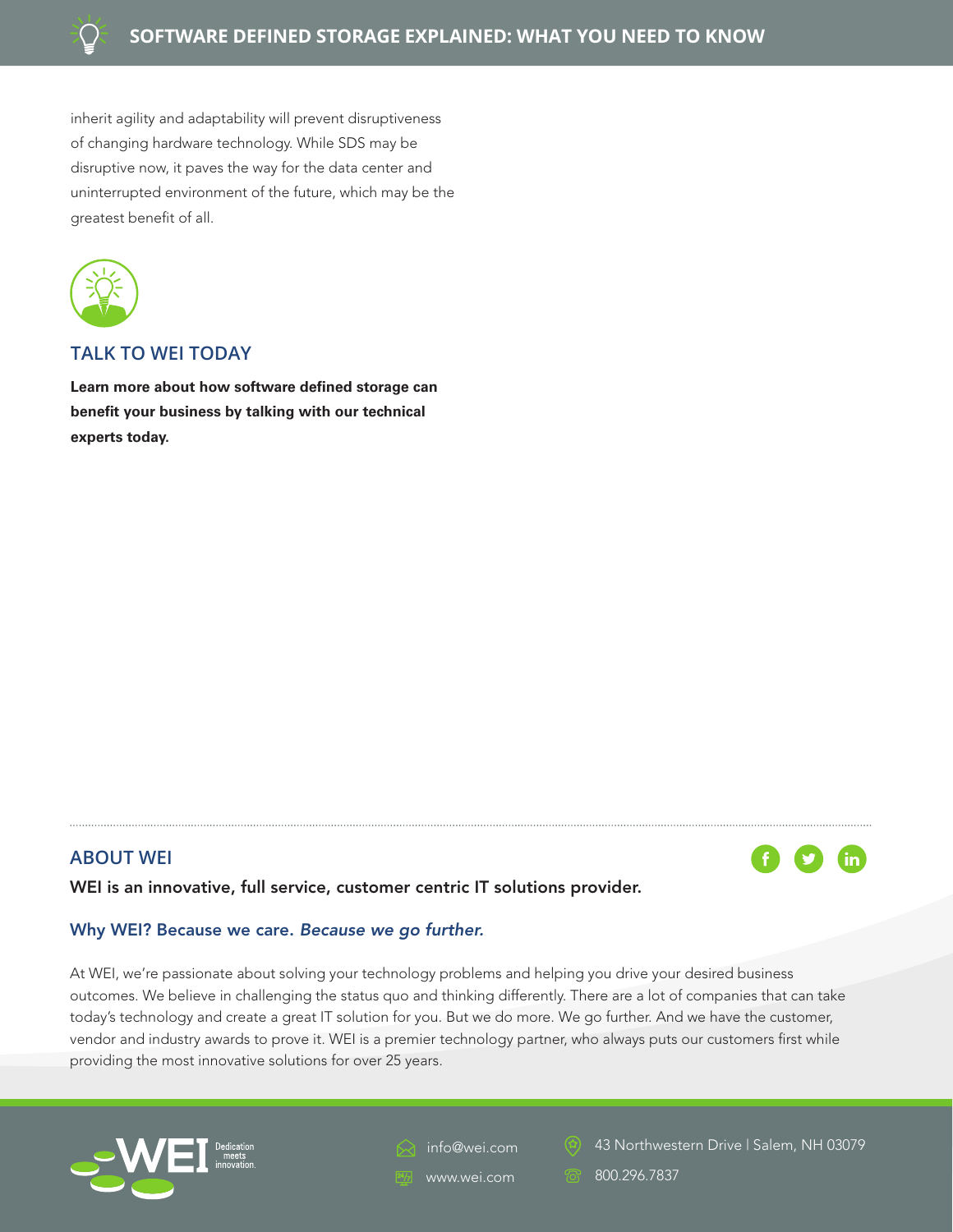inherit agility and adaptability will prevent disruptiveness of changing hardware technology. While SDS may be disruptive now, it paves the way for the data center and uninterrupted environment of the future, which may be the greatest benefit of all.

## TALK TO WEI TODAY

**Learn more about how software defined storage can benefit your business by talking with our technical experts today.**

## ABOUT WEI

**WEI is an innovative, full service, customer centric IT solutions provider.**

**Why WEI? Because we care.** ***Because we go further.***

At WEI, we're passionate about solving your technology problems and helping you drive your desired business outcomes. We believe in challenging the status quo and thinking differently. There are a lot of companies that can take today's technology and create a great IT solution for you. But we do more. We go further. And we have the customer, vendor and industry awards to prove it. WEI is a premier technology partner, who always puts our customers first while providing the most innovative solutions for over 25 years.

WEI Dedication meets innovation.

info@wei.com

www.wei.com

43 Northwestern Drive | Salem, NH 03079

800.296.7837